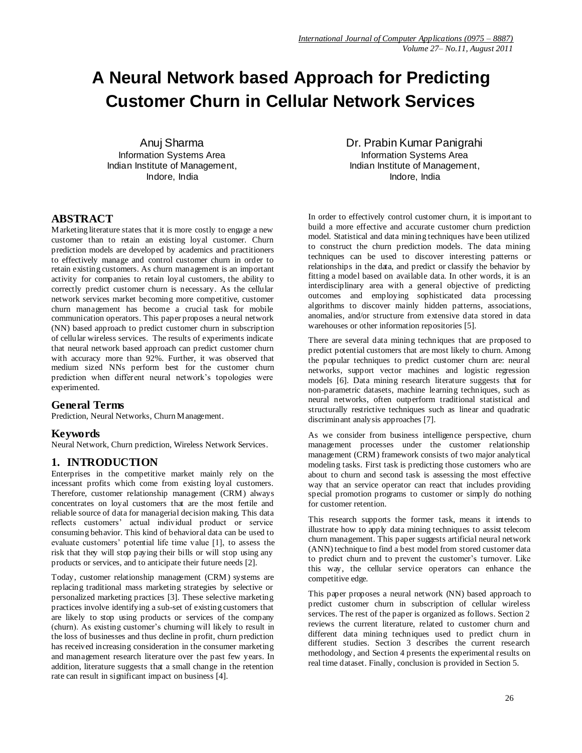# A Neural Network based Approach for Predicting Customer Churn in Cellular Network Services

Anuj Sharma
Information Systems Area
Indian Institute of Management,
Indore, India

Dr. Prabin Kumar Panigrahi
Information Systems Area
Indian Institute of Management,
Indore, India

## ABSTRACT

Marketing literature states that it is more costly to engage a new customer than to retain an existing loyal customer. Churn prediction models are developed by academics and practitioners to effectively manage and control customer churn in order to retain existing customers. As churn management is an important activity for companies to retain loyal customers, the ability to correctly predict customer churn is necessary. As the cellular network services market becoming more competitive, customer churn management has become a crucial task for mobile communication operators. This paper proposes a neural network (NN) based approach to predict customer churn in subscription of cellular wireless services. The results of experiments indicate that neural network based approach can predict customer churn with accuracy more than 92%. Further, it was observed that medium sized NNs perform best for the customer churn prediction when different neural network's topologies were experimented.

### General Terms

Prediction, Neural Networks, Churn Management.

### Keywords

Neural Network, Churn prediction, Wireless Network Services.

## 1. INTRODUCTION

Enterprises in the competitive market mainly rely on the incessant profits which come from existing loyal customers. Therefore, customer relationship management (CRM) always concentrates on loyal customers that are the most fertile and reliable source of data for managerial decision making. This data reflects customers' actual individual product or service consuming behavior. This kind of behavioral data can be used to evaluate customers' potential life time value [1], to assess the risk that they will stop paying their bills or will stop using any products or services, and to anticipate their future needs [2].

Today, customer relationship management (CRM) systems are replacing traditional mass marketing strategies by selective or personalized marketing practices [3]. These selective marketing practices involve identifying a sub-set of existing customers that are likely to stop using products or services of the company (churn). As existing customer's churning will likely to result in the loss of businesses and thus decline in profit, churn prediction has received increasing consideration in the consumer marketing and management research literature over the past few years. In addition, literature suggests that a small change in the retention rate can result in significant impact on business [4].

In order to effectively control customer churn, it is important to build a more effective and accurate customer churn prediction model. Statistical and data mining techniques have been utilized to construct the churn prediction models. The data mining techniques can be used to discover interesting patterns or relationships in the data, and predict or classify the behavior by fitting a model based on available data. In other words, it is an interdisciplinary area with a general objective of predicting outcomes and employing sophisticated data processing algorithms to discover mainly hidden patterns, associations, anomalies, and/or structure from extensive data stored in data warehouses or other information repositories [5].

There are several data mining techniques that are proposed to predict potential customers that are most likely to churn. Among the popular techniques to predict customer churn are: neural networks, support vector machines and logistic regression models [6]. Data mining research literature suggests that for non-parametric datasets, machine learning techniques, such as neural networks, often outperform traditional statistical and structurally restrictive techniques such as linear and quadratic discriminant analysis approaches [7].

As we consider from business intelligence perspective, churn management processes under the customer relationship management (CRM) framework consists of two major analytical modeling tasks. First task is predicting those customers who are about to churn and second task is assessing the most effective way that an service operator can react that includes providing special promotion programs to customer or simply do nothing for customer retention.

This research supports the former task, means it intends to illustrate how to apply data mining techniques to assist telecom churn management. This paper suggests artificial neural network (ANN) technique to find a best model from stored customer data to predict churn and to prevent the customer's turnover. Like this way, the cellular service operators can enhance the competitive edge.

This paper proposes a neural network (NN) based approach to predict customer churn in subscription of cellular wireless services. The rest of the paper is organized as follows. Section 2 reviews the current literature, related to customer churn and different data mining techniques used to predict churn in different studies. Section 3 describes the current research methodology, and Section 4 presents the experimental results on real time dataset. Finally, conclusion is provided in Section 5.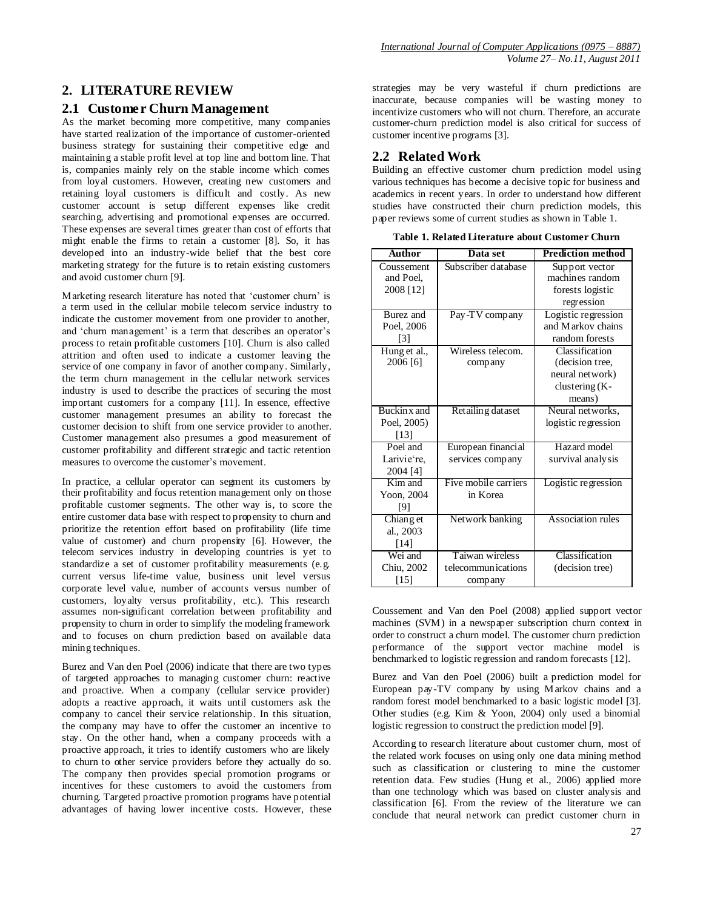## 2. LITERATURE REVIEW

### 2.1 Customer Churn Management

As the market becoming more competitive, many companies have started realization of the importance of customer-oriented business strategy for sustaining their competitive edge and maintaining a stable profit level at top line and bottom line. That is, companies mainly rely on the stable income which comes from loyal customers. However, creating new customers and retaining loyal customers is difficult and costly. As new customer account is setup different expenses like credit searching, advertising and promotional expenses are occurred. These expenses are several times greater than cost of efforts that might enable the firms to retain a customer [8]. So, it has developed into an industry-wide belief that the best core marketing strategy for the future is to retain existing customers and avoid customer churn [9].

Marketing research literature has noted that 'customer churn' is a term used in the cellular mobile telecom service industry to indicate the customer movement from one provider to another, and 'churn management' is a term that describes an operator's process to retain profitable customers [10]. Churn is also called attrition and often used to indicate a customer leaving the service of one company in favor of another company. Similarly, the term churn management in the cellular network services industry is used to describe the practices of securing the most important customers for a company [11]. In essence, effective customer management presumes an ability to forecast the customer decision to shift from one service provider to another. Customer management also presumes a good measurement of customer profitability and different strategic and tactic retention measures to overcome the customer's movement.

In practice, a cellular operator can segment its customers by their profitability and focus retention management only on those profitable customer segments. The other way is, to score the entire customer data base with respect to propensity to churn and prioritize the retention effort based on profitability (life time value of customer) and churn propensity [6]. However, the telecom services industry in developing countries is yet to standardize a set of customer profitability measurements (e.g. current versus life-time value, business unit level versus corporate level value, number of accounts versus number of customers, loyalty versus profitability, etc.). This research assumes non-significant correlation between profitability and propensity to churn in order to simplify the modeling framework and to focuses on churn prediction based on available data mining techniques.

Burez and Van den Poel (2006) indicate that there are two types of targeted approaches to managing customer churn: reactive and proactive. When a company (cellular service provider) adopts a reactive approach, it waits until customers ask the company to cancel their service relationship. In this situation, the company may have to offer the customer an incentive to stay. On the other hand, when a company proceeds with a proactive approach, it tries to identify customers who are likely to churn to other service providers before they actually do so. The company then provides special promotion programs or incentives for these customers to avoid the customers from churning. Targeted proactive promotion programs have potential advantages of having lower incentive costs. However, these strategies may be very wasteful if churn predictions are inaccurate, because companies will be wasting money to incentivize customers who will not churn. Therefore, an accurate customer-churn prediction model is also critical for success of customer incentive programs [3].

### 2.2 Related Work

Building an effective customer churn prediction model using various techniques has become a decisive topic for business and academics in recent years. In order to understand how different studies have constructed their churn prediction models, this paper reviews some of current studies as shown in Table 1.

**Table 1. Related Literature about Customer Churn**

| Author | Data set | Prediction method |
|---|---|---|
| Coussement and Poel, 2008 [12] | Subscriber database | Support vector machines random forests logistic regression |
| Burez and Poel, 2006 [3] | Pay-TV company | Logistic regression and Markov chains random forests |
| Hung et al., 2006 [6] | Wireless telecom. company | Classification (decision tree, neural network) clustering (K-means) |
| Buckinx and Poel, 2005) [13] | Retailing dataset | Neural networks, logistic regression |
| Poel and Larivie're, 2004 [4] | European financial services company | Hazard model survival analysis |
| Kim and Yoon, 2004 [9] | Five mobile carriers in Korea | Logistic regression |
| Chiang et al., 2003 [14] | Network banking | Association rules |
| Wei and Chiu, 2002 [15] | Taiwan wireless telecommunications company | Classification (decision tree) |

Coussement and Van den Poel (2008) applied support vector machines (SVM) in a newspaper subscription churn context in order to construct a churn model. The customer churn prediction performance of the support vector machine model is benchmarked to logistic regression and random forecasts [12].

Burez and Van den Poel (2006) built a prediction model for European pay-TV company by using Markov chains and a random forest model benchmarked to a basic logistic model [3]. Other studies (e.g. Kim & Yoon, 2004) only used a binomial logistic regression to construct the prediction model [9].

According to research literature about customer churn, most of the related work focuses on using only one data mining method such as classification or clustering to mine the customer retention data. Few studies (Hung et al., 2006) applied more than one technology which was based on cluster analysis and classification [6]. From the review of the literature we can conclude that neural network can predict customer churn in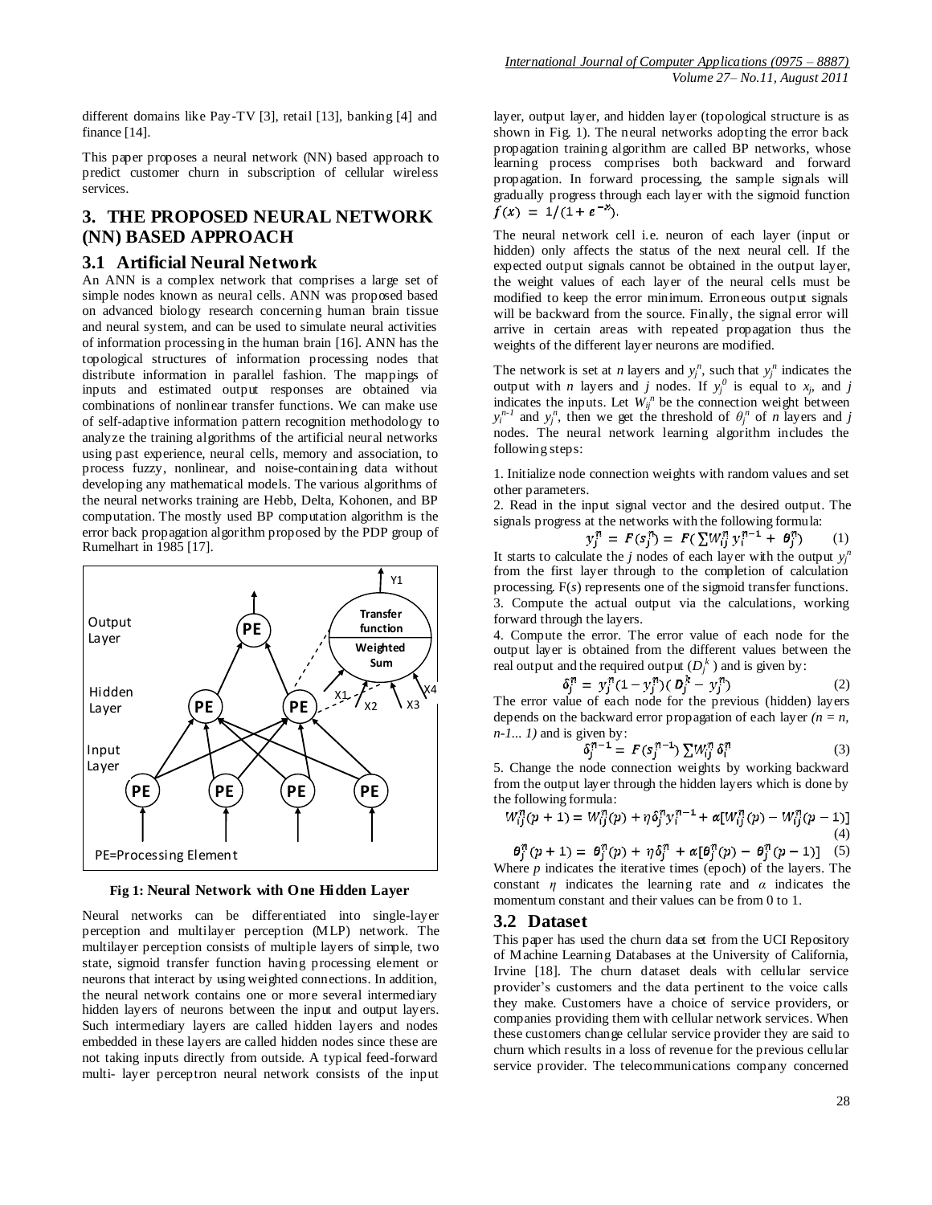different domains like Pay-TV [3], retail [13], banking [4] and finance [14].

This paper proposes a neural network (NN) based approach to predict customer churn in subscription of cellular wireless services.

## 3. THE PROPOSED NEURAL NETWORK (NN) BASED APPROACH

### 3.1 Artificial Neural Network

An ANN is a complex network that comprises a large set of simple nodes known as neural cells. ANN was proposed based on advanced biology research concerning human brain tissue and neural system, and can be used to simulate neural activities of information processing in the human brain [16]. ANN has the topological structures of information processing nodes that distribute information in parallel fashion. The mappings of inputs and estimated output responses are obtained via combinations of nonlinear transfer functions. We can make use of self-adaptive information pattern recognition methodology to analyze the training algorithms of the artificial neural networks using past experience, neural cells, memory and association, to process fuzzy, nonlinear, and noise-containing data without developing any mathematical models. The various algorithms of the neural networks training are Hebb, Delta, Kohonen, and BP computation. The mostly used BP computation algorithm is the error back propagation algorithm proposed by the PDP group of Rumelhart in 1985 [17].

Y1

Transfer function

Weighted Sum

Output Layer

Hidden Layer

Input Layer

PE

PE

PE

PE

PE

PE

PE

X1

X2

X3

X4

PE=Processing Element

**Fig 1: Neural Network with One Hidden Layer**

Neural networks can be differentiated into single-layer perception and multilayer perception (MLP) network. The multilayer perception consists of multiple layers of simple, two state, sigmoid transfer function having processing element or neurons that interact by using weighted connections. In addition, the neural network contains one or more several intermediary hidden layers of neurons between the input and output layers. Such intermediary layers are called hidden layers and nodes embedded in these layers are called hidden nodes since these are not taking inputs directly from outside. A typical feed-forward multi- layer perceptron neural network consists of the input layer, output layer, and hidden layer (topological structure is as shown in Fig. 1). The neural networks adopting the error back propagation training algorithm are called BP networks, whose learning process comprises both backward and forward propagation. In forward processing, the sample signals will gradually progress through each layer with the sigmoid function $f(x) = 1/(1+e^{-x})$.

The neural network cell i.e. neuron of each layer (input or hidden) only affects the status of the next neural cell. If the expected output signals cannot be obtained in the output layer, the weight values of each layer of the neural cells must be modified to keep the error minimum. Erroneous output signals will be backward from the source. Finally, the signal error will arrive in certain areas with repeated propagation thus the weights of the different layer neurons are modified.

The network is set at *n* layers and $y_j^n$, such that $y_j^n$ indicates the output with *n* layers and *j* nodes. If $y_j^0$ is equal to $x_j$, and *j* indicates the inputs. Let $W_{ij}^n$ be the connection weight between $y_i^{n-1}$ and $y_j^n$, then we get the threshold of $\theta_j^n$ of *n* layers and *j* nodes. The neural network learning algorithm includes the following steps:

1. Initialize node connection weights with random values and set other parameters.
2. Read in the input signal vector and the desired output. The signals progress at the networks with the following formula:

$$y_j^n = F(s_j^n) = F(\sum W_{ij}^n y_i^{n-1} + \theta_j^n) \quad (1)$$

It starts to calculate the *j* nodes of each layer with the output $y_j^n$ from the first layer through to the completion of calculation processing. F(*s*) represents one of the sigmoid transfer functions.

3. Compute the actual output via the calculations, working forward through the layers.
4. Compute the error. The error value of each node for the output layer is obtained from the different values between the real output and the required output ($D_j^k$) and is given by:

$$\delta_j^n = y_j^n(1-y_j^n)(D_j^k - y_j^n) \quad (2)$$

The error value of each node for the previous (hidden) layers depends on the backward error propagation of each layer *(n = n, n-1... 1)* and is given by:

$$\delta_j^{n-1} = F(s_j^{n-1}) \sum W_{ij}^n \delta_i^n \quad (3)$$

5. Change the node connection weights by working backward from the output layer through the hidden layers which is done by the following formula:

$$W_{ij}^n(p+1) = W_{ij}^n(p) + \eta\delta_j^n y_i^{n-1} + \alpha[W_{ij}^n(p) - W_{ij}^n(p-1)] \quad (4)$$

$$\theta_j^n(p+1) = \theta_j^n(p) + \eta\delta_j^n + \alpha[\theta_j^n(p) - \theta_j^n(p-1)] \quad (5)$$

Where *p* indicates the iterative times (epoch) of the layers. The constant $\eta$ indicates the learning rate and $\alpha$ indicates the momentum constant and their values can be from 0 to 1.

### 3.2 Dataset

This paper has used the churn data set from the UCI Repository of Machine Learning Databases at the University of California, Irvine [18]. The churn dataset deals with cellular service provider's customers and the data pertinent to the voice calls they make. Customers have a choice of service providers, or companies providing them with cellular network services. When these customers change cellular service provider they are said to churn which results in a loss of revenue for the previous cellular service provider. The telecommunications company concerned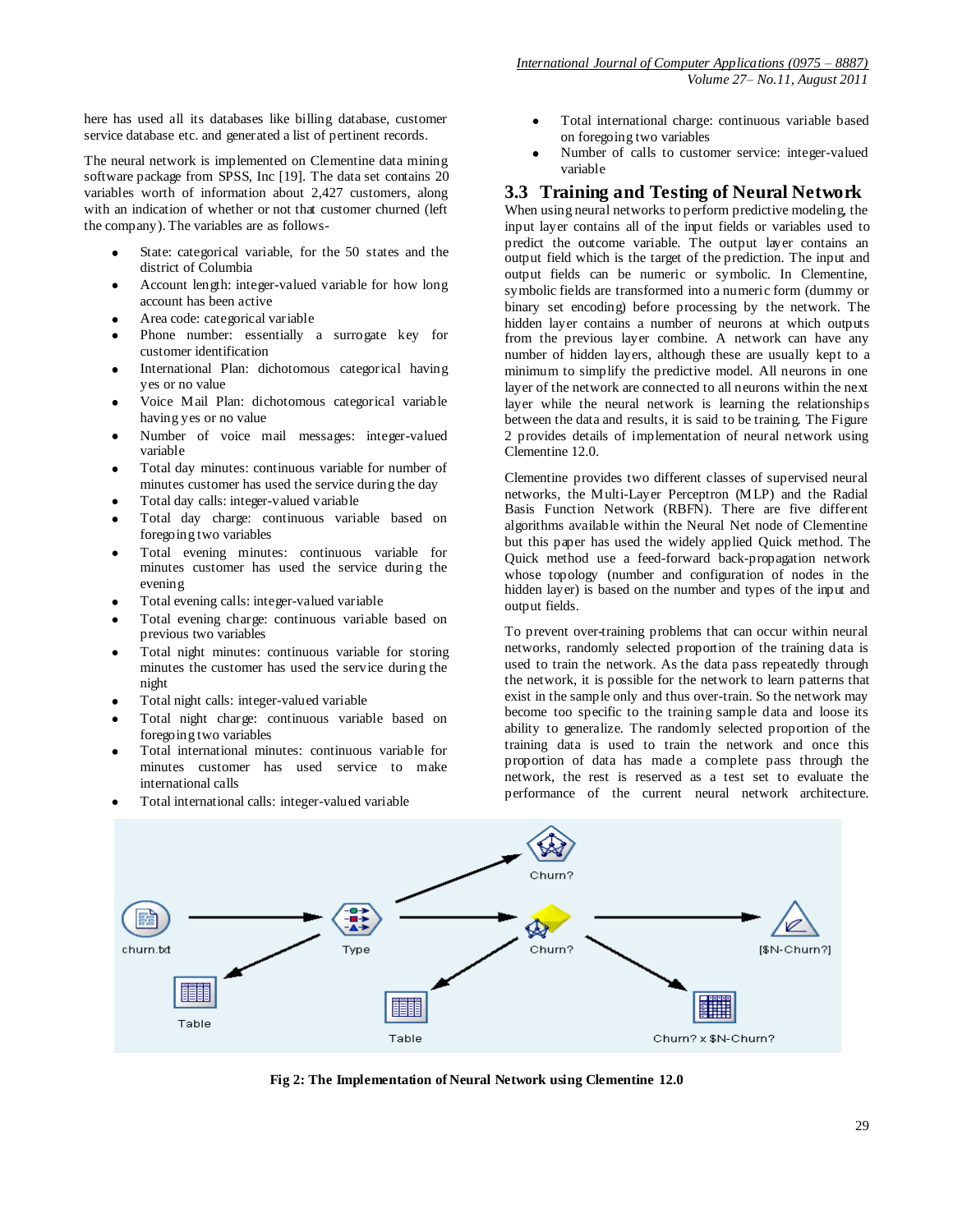here has used all its databases like billing database, customer service database etc. and generated a list of pertinent records.

The neural network is implemented on Clementine data mining software package from SPSS, Inc [19]. The data set contains 20 variables worth of information about 2,427 customers, along with an indication of whether or not that customer churned (left the company). The variables are as follows-

- State: categorical variable, for the 50 states and the district of Columbia
- Account length: integer-valued variable for how long account has been active
- Area code: categorical variable
- Phone number: essentially a surrogate key for customer identification
- International Plan: dichotomous categorical having yes or no value
- Voice Mail Plan: dichotomous categorical variable having yes or no value
- Number of voice mail messages: integer-valued variable
- Total day minutes: continuous variable for number of minutes customer has used the service during the day
- Total day calls: integer-valued variable
- Total day charge: continuous variable based on foregoing two variables
- Total evening minutes: continuous variable for minutes customer has used the service during the evening
- Total evening calls: integer-valued variable
- Total evening charge: continuous variable based on previous two variables
- Total night minutes: continuous variable for storing minutes the customer has used the service during the night
- Total night calls: integer-valued variable
- Total night charge: continuous variable based on foregoing two variables
- Total international minutes: continuous variable for minutes customer has used service to make international calls
- Total international calls: integer-valued variable
- Total international charge: continuous variable based on foregoing two variables
- Number of calls to customer service: integer-valued variable

## 3.3 Training and Testing of Neural Network

When using neural networks to perform predictive modeling, the input layer contains all of the input fields or variables used to predict the outcome variable. The output layer contains an output field which is the target of the prediction. The input and output fields can be numeric or symbolic. In Clementine, symbolic fields are transformed into a numeric form (dummy or binary set encoding) before processing by the network. The hidden layer contains a number of neurons at which outputs from the previous layer combine. A network can have any number of hidden layers, although these are usually kept to a minimum to simplify the predictive model. All neurons in one layer of the network are connected to all neurons within the next layer while the neural network is learning the relationships between the data and results, it is said to be training. The Figure 2 provides details of implementation of neural network using Clementine 12.0.

Clementine provides two different classes of supervised neural networks, the Multi-Layer Perceptron (MLP) and the Radial Basis Function Network (RBFN). There are five different algorithms available within the Neural Net node of Clementine but this paper has used the widely applied Quick method. The Quick method use a feed-forward back-propagation network whose topology (number and configuration of nodes in the hidden layer) is based on the number and types of the input and output fields.

To prevent over-training problems that can occur within neural networks, randomly selected proportion of the training data is used to train the network. As the data pass repeatedly through the network, it is possible for the network to learn patterns that exist in the sample only and thus over-train. So the network may become too specific to the training sample data and loose its ability to generalize. The randomly selected proportion of the training data is used to train the network and once this proportion of data has made a complete pass through the network, the rest is reserved as a test set to evaluate the performance of the current neural network architecture.

Churn?
churn.txt
Type
Churn?
[$N-Churn?]
Table
Table
Churn? x $N-Churn?

**Fig 2: The Implementation of Neural Network using Clementine 12.0**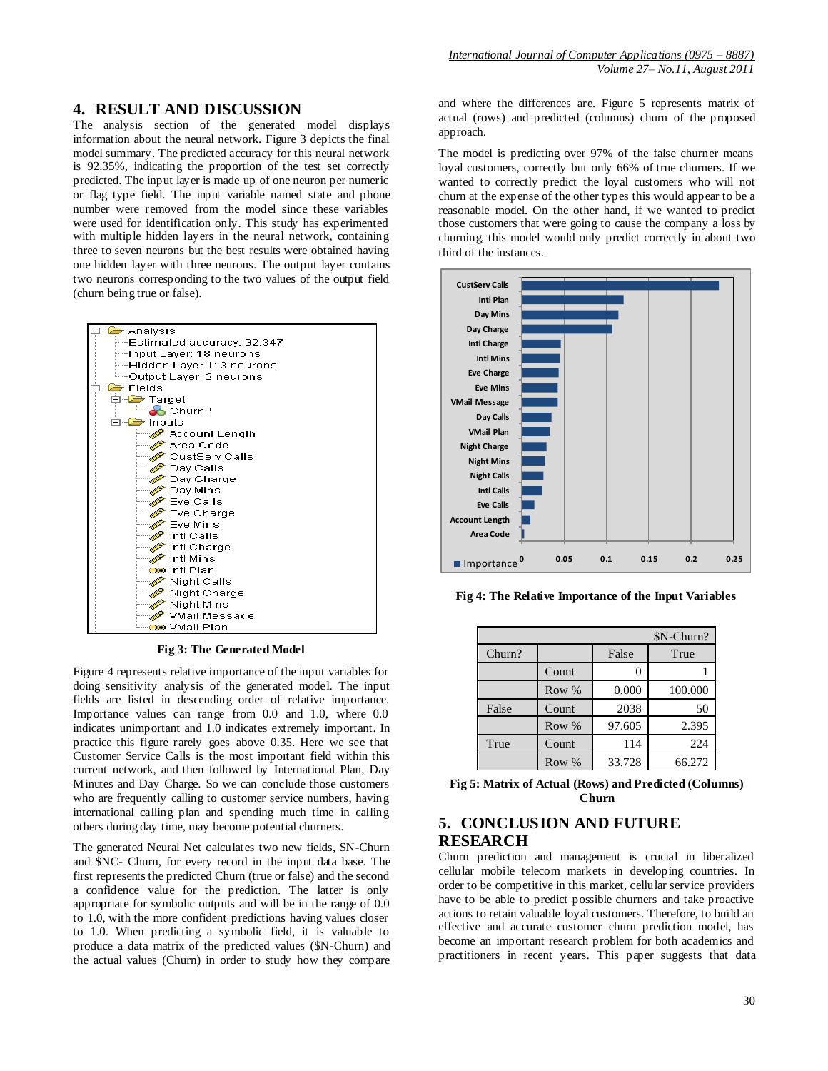## 4. RESULT AND DISCUSSION

The analysis section of the generated model displays information about the neural network. Figure 3 depicts the final model summary. The predicted accuracy for this neural network is 92.35%, indicating the proportion of the test set correctly predicted. The input layer is made up of one neuron per numeric or flag type field. The input variable named state and phone number were removed from the model since these variables were used for identification only. This study has experimented with multiple hidden layers in the neural network, containing three to seven neurons but the best results were obtained having one hidden layer with three neurons. The output layer contains two neurons corresponding to the two values of the output field (churn being true or false).

```
Analysis
  Estimated accuracy: 92.347
  Input Layer: 18 neurons
  Hidden Layer 1: 3 neurons
  Output Layer: 2 neurons
Fields
  Target
    Churn?
  Inputs
    Account Length
    Area Code
    CustServ Calls
    Day Calls
    Day Charge
    Day Mins
    Eve Calls
    Eve Charge
    Eve Mins
    Intl Calls
    Intl Charge
    Intl Mins
    Intl Plan
    Night Calls
    Night Charge
    Night Mins
    VMail Message
    VMail Plan
```

**Fig 3: The Generated Model**

Figure 4 represents relative importance of the input variables for doing sensitivity analysis of the generated model. The input fields are listed in descending order of relative importance. Importance values can range from 0.0 and 1.0, where 0.0 indicates unimportant and 1.0 indicates extremely important. In practice this figure rarely goes above 0.35. Here we see that Customer Service Calls is the most important field within this current network, and then followed by International Plan, Day Minutes and Day Charge. So we can conclude those customers who are frequently calling to customer service numbers, having international calling plan and spending much time in calling others during day time, may become potential churners.

The generated Neural Net calculates two new fields, $N-Churn and $NC- Churn, for every record in the input data base. The first represents the predicted Churn (true or false) and the second a confidence value for the prediction. The latter is only appropriate for symbolic outputs and will be in the range of 0.0 to 1.0, with the more confident predictions having values closer to 1.0. When predicting a symbolic field, it is valuable to produce a data matrix of the predicted values ($N-Churn) and the actual values (Churn) in order to study how they compare and where the differences are. Figure 5 represents matrix of actual (rows) and predicted (columns) churn of the proposed approach.

The model is predicting over 97% of the false churner means loyal customers, correctly but only 66% of true churners. If we wanted to correctly predict the loyal customers who will not churn at the expense of the other types this would appear to be a reasonable model. On the other hand, if we wanted to predict those customers that were going to cause the company a loss by churning, this model would only predict correctly in about two third of the instances.

| Variable | Importance (approx.) |
|---|---|
| CustServ Calls | 0.23 |
| Intl Plan | 0.12 |
| Day Mins | 0.11 |
| Day Charge | 0.105 |
| Intl Charge | 0.045 |
| Intl Mins | 0.044 |
| Eve Charge | 0.043 |
| Eve Mins | 0.042 |
| VMail Message | 0.042 |
| Day Calls | 0.035 |
| VMail Plan | 0.032 |
| Night Charge | 0.028 |
| Night Mins | 0.026 |
| Night Calls | 0.025 |
| Intl Calls | 0.024 |
| Eve Calls | 0.014 |
| Account Length | 0.009 |
| Area Code | 0.002 |

**Fig 4: The Relative Importance of the Input Variables**

| | | $N-Churn? | |
|---|---|---|---|
| Churn? | | False | True |
| | Count | 0 | 1 |
| | Row % | 0.000 | 100.000 |
| False | Count | 2038 | 50 |
| | Row % | 97.605 | 2.395 |
| True | Count | 114 | 224 |
| | Row % | 33.728 | 66.272 |

**Fig 5: Matrix of Actual (Rows) and Predicted (Columns) Churn**

## 5. CONCLUSION AND FUTURE RESEARCH

Churn prediction and management is crucial in liberalized cellular mobile telecom markets in developing countries. In order to be competitive in this market, cellular service providers have to be able to predict possible churners and take proactive actions to retain valuable loyal customers. Therefore, to build an effective and accurate customer churn prediction model, has become an important research problem for both academics and practitioners in recent years. This paper suggests that data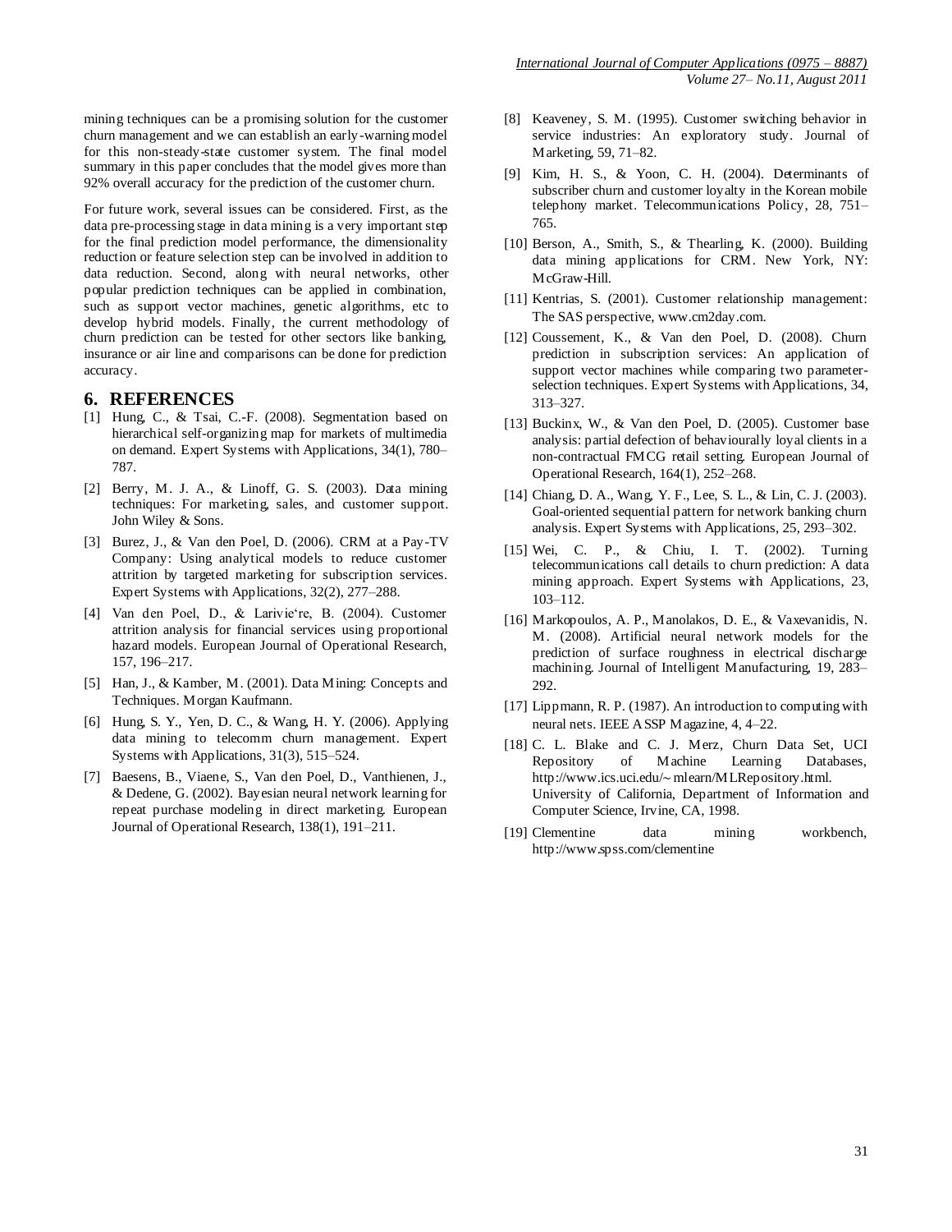mining techniques can be a promising solution for the customer churn management and we can establish an early-warning model for this non-steady-state customer system. The final model summary in this paper concludes that the model gives more than 92% overall accuracy for the prediction of the customer churn.

For future work, several issues can be considered. First, as the data pre-processing stage in data mining is a very important step for the final prediction model performance, the dimensionality reduction or feature selection step can be involved in addition to data reduction. Second, along with neural networks, other popular prediction techniques can be applied in combination, such as support vector machines, genetic algorithms, etc to develop hybrid models. Finally, the current methodology of churn prediction can be tested for other sectors like banking, insurance or air line and comparisons can be done for prediction accuracy.

## 6. REFERENCES

[1] Hung, C., & Tsai, C.-F. (2008). Segmentation based on hierarchical self-organizing map for markets of multimedia on demand. Expert Systems with Applications, 34(1), 780–787.

[2] Berry, M. J. A., & Linoff, G. S. (2003). Data mining techniques: For marketing, sales, and customer support. John Wiley & Sons.

[3] Burez, J., & Van den Poel, D. (2006). CRM at a Pay-TV Company: Using analytical models to reduce customer attrition by targeted marketing for subscription services. Expert Systems with Applications, 32(2), 277–288.

[4] Van den Poel, D., & Larivie're, B. (2004). Customer attrition analysis for financial services using proportional hazard models. European Journal of Operational Research, 157, 196–217.

[5] Han, J., & Kamber, M. (2001). Data Mining: Concepts and Techniques. Morgan Kaufmann.

[6] Hung, S. Y., Yen, D. C., & Wang, H. Y. (2006). Applying data mining to telecomm churn management. Expert Systems with Applications, 31(3), 515–524.

[7] Baesens, B., Viaene, S., Van den Poel, D., Vanthienen, J., & Dedene, G. (2002). Bayesian neural network learning for repeat purchase modeling in direct marketing. European Journal of Operational Research, 138(1), 191–211.

[8] Keaveney, S. M. (1995). Customer switching behavior in service industries: An exploratory study. Journal of Marketing, 59, 71–82.

[9] Kim, H. S., & Yoon, C. H. (2004). Determinants of subscriber churn and customer loyalty in the Korean mobile telephony market. Telecommunications Policy, 28, 751–765.

[10] Berson, A., Smith, S., & Thearling, K. (2000). Building data mining applications for CRM. New York, NY: McGraw-Hill.

[11] Kentrias, S. (2001). Customer relationship management: The SAS perspective, www.cm2day.com.

[12] Coussement, K., & Van den Poel, D. (2008). Churn prediction in subscription services: An application of support vector machines while comparing two parameter-selection techniques. Expert Systems with Applications, 34, 313–327.

[13] Buckinx, W., & Van den Poel, D. (2005). Customer base analysis: partial defection of behaviourally loyal clients in a non-contractual FMCG retail setting. European Journal of Operational Research, 164(1), 252–268.

[14] Chiang, D. A., Wang, Y. F., Lee, S. L., & Lin, C. J. (2003). Goal-oriented sequential pattern for network banking churn analysis. Expert Systems with Applications, 25, 293–302.

[15] Wei, C. P., & Chiu, I. T. (2002). Turning telecommunications call details to churn prediction: A data mining approach. Expert Systems with Applications, 23, 103–112.

[16] Markopoulos, A. P., Manolakos, D. E., & Vaxevanidis, N. M. (2008). Artificial neural network models for the prediction of surface roughness in electrical discharge machining. Journal of Intelligent Manufacturing, 19, 283–292.

[17] Lippmann, R. P. (1987). An introduction to computing with neural nets. IEEE ASSP Magazine, 4, 4–22.

[18] C. L. Blake and C. J. Merz, Churn Data Set, UCI Repository of Machine Learning Databases, http://www.ics.uci.edu/~ mlearn/MLRepository.html. University of California, Department of Information and Computer Science, Irvine, CA, 1998.

[19] Clementine data mining workbench, http://www.spss.com/clementine